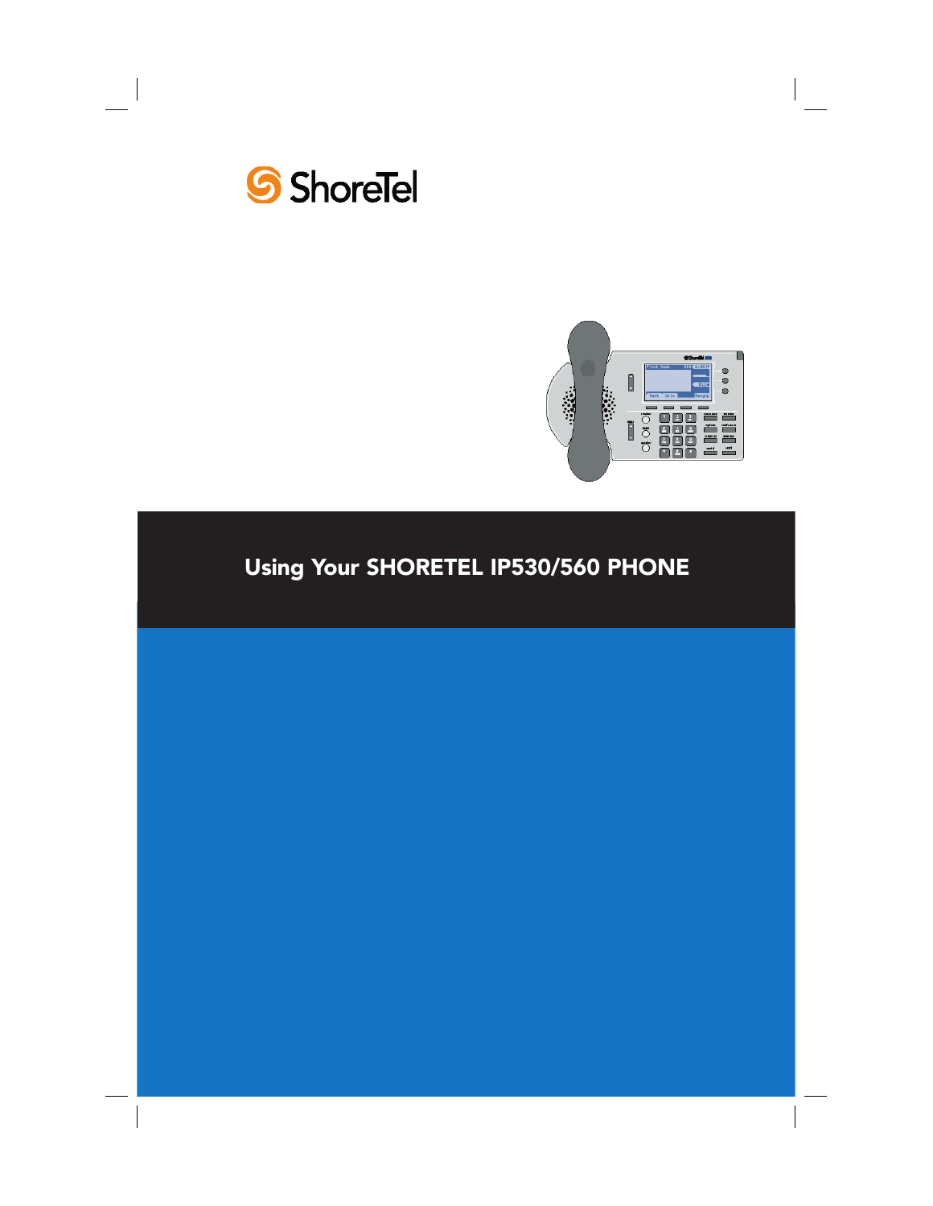ShoreTel

# Using Your SHORETEL IP530/560 PHONE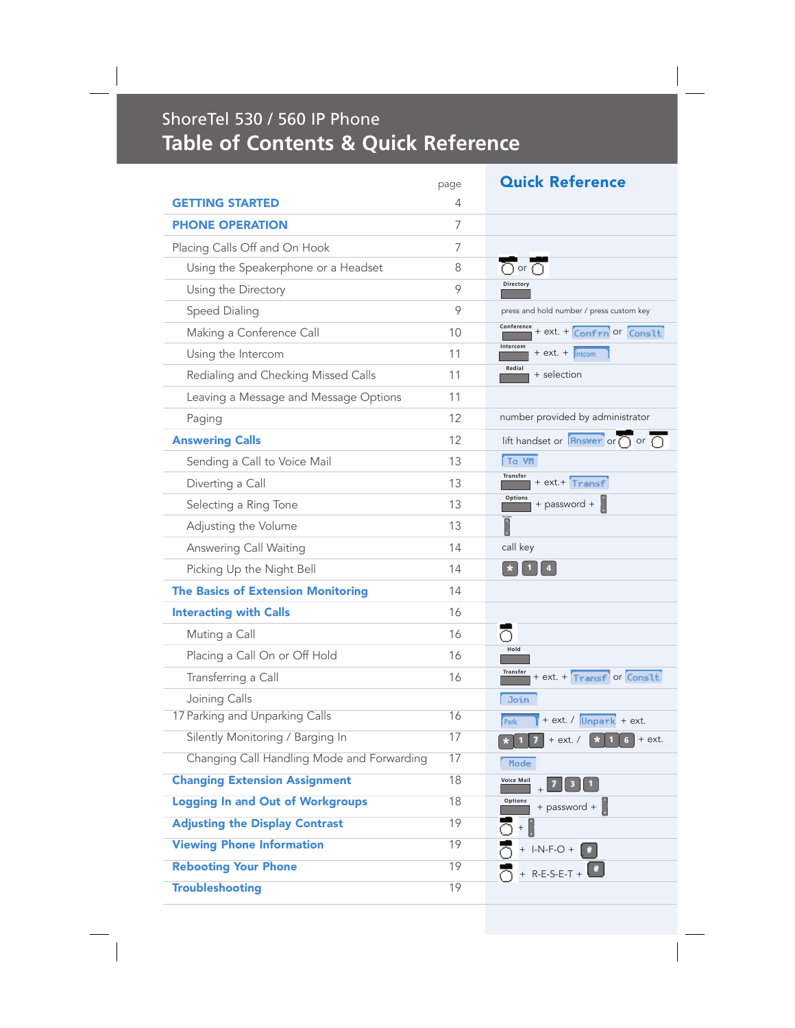ShoreTel 530 / 560 IP Phone

# Table of Contents & Quick Reference

| | page | Quick Reference |
|---|---|---|
| **GETTING STARTED** | 4 | |
| **PHONE OPERATION** | 7 | |
| Placing Calls Off and On Hook | 7 | |
| Using the Speakerphone or a Headset | 8 | or |
| Using the Directory | 9 | Directory |
| Speed Dialing | 9 | press and hold number / press custom key |
| Making a Conference Call | 10 | Conference + ext. + Confrn or Conslt |
| Using the Intercom | 11 | Intercom + ext. + Intcom |
| Redialing and Checking Missed Calls | 11 | Redial + selection |
| Leaving a Message and Message Options | 11 | |
| Paging | 12 | number provided by administrator |
| **Answering Calls** | 12 | lift handset or Answer or or |
| Sending a Call to Voice Mail | 13 | To VM |
| Diverting a Call | 13 | Transfer + ext.+ Transf |
| Selecting a Ring Tone | 13 | Options + password + |
| Adjusting the Volume | 13 | |
| Answering Call Waiting | 14 | call key |
| Picking Up the Night Bell | 14 | * 1 4 |
| **The Basics of Extension Monitoring** | 14 | |
| **Interacting with Calls** | 16 | |
| Muting a Call | 16 | |
| Placing a Call On or Off Hold | 16 | Hold |
| Transferring a Call | 16 | Transfer + ext. + Transf or Conslt |
| Joining Calls | | Join |
| 17 Parking and Unparking Calls | 16 | Park + ext. / Unpark + ext. |
| Silently Monitoring / Barging In | 17 | * 1 7 + ext. / * 1 6 + ext. |
| Changing Call Handling Mode and Forwarding | 17 | Mode |
| **Changing Extension Assignment** | 18 | Voice Mail + 7 3 1 |
| **Logging In and Out of Workgroups** | 18 | Options + password + |
| **Adjusting the Display Contrast** | 19 | + |
| **Viewing Phone Information** | 19 | + I-N-F-O + # |
| **Rebooting Your Phone** | 19 | + R-E-S-E-T + # |
| **Troubleshooting** | 19 | |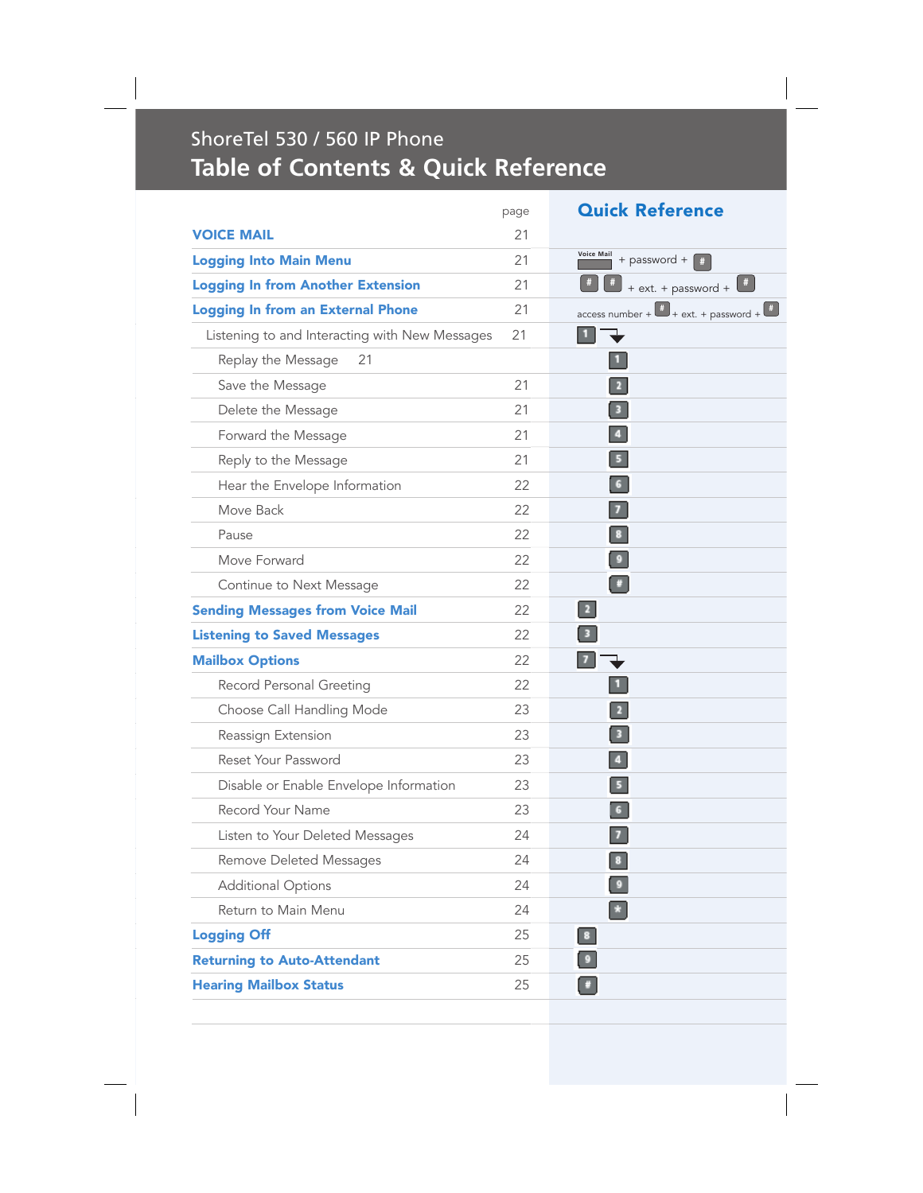# ShoreTel 530 / 560 IP Phone
## Table of Contents & Quick Reference

| | page | Quick Reference |
|---|---|---|
| **VOICE MAIL** | 21 | |
| **Logging Into Main Menu** | 21 | Voice Mail + password + # |
| **Logging In from Another Extension** | 21 | # # + ext. + password + # |
| **Logging In from an External Phone** | 21 | access number + # + ext. + password + # |
| Listening to and Interacting with New Messages | 21 | 1 |
| Replay the Message | 21 | 1 |
| Save the Message | 21 | 2 |
| Delete the Message | 21 | 3 |
| Forward the Message | 21 | 4 |
| Reply to the Message | 21 | 5 |
| Hear the Envelope Information | 22 | 6 |
| Move Back | 22 | 7 |
| Pause | 22 | 8 |
| Move Forward | 22 | 9 |
| Continue to Next Message | 22 | # |
| **Sending Messages from Voice Mail** | 22 | 2 |
| **Listening to Saved Messages** | 22 | 3 |
| **Mailbox Options** | 22 | 7 |
| Record Personal Greeting | 22 | 1 |
| Choose Call Handling Mode | 23 | 2 |
| Reassign Extension | 23 | 3 |
| Reset Your Password | 23 | 4 |
| Disable or Enable Envelope Information | 23 | 5 |
| Record Your Name | 23 | 6 |
| Listen to Your Deleted Messages | 24 | 7 |
| Remove Deleted Messages | 24 | 8 |
| Additional Options | 24 | 9 |
| Return to Main Menu | 24 | * |
| **Logging Off** | 25 | 8 |
| **Returning to Auto-Attendant** | 25 | 9 |
| **Hearing Mailbox Status** | 25 | # |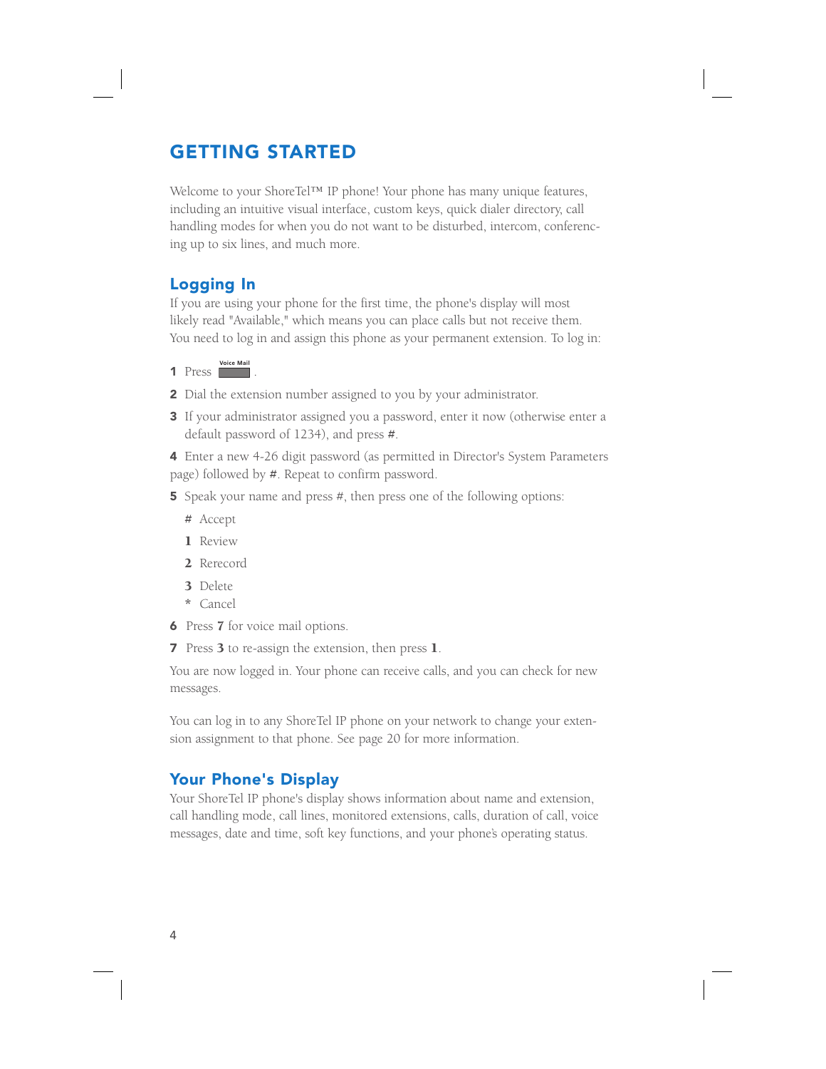# GETTING STARTED

Welcome to your ShoreTel™ IP phone! Your phone has many unique features, including an intuitive visual interface, custom keys, quick dialer directory, call handling modes for when you do not want to be disturbed, intercom, conferencing up to six lines, and much more.

## Logging In

If you are using your phone for the first time, the phone's display will most likely read "Available," which means you can place calls but not receive them. You need to log in and assign this phone as your permanent extension. To log in:

1. Press Voice Mail.
2. Dial the extension number assigned to you by your administrator.
3. If your administrator assigned you a password, enter it now (otherwise enter a default password of 1234), and press #.
4. Enter a new 4-26 digit password (as permitted in Director's System Parameters page) followed by #. Repeat to confirm password.
5. Speak your name and press #, then press one of the following options:
   - **#** Accept
   - **1** Review
   - **2** Rerecord
   - **3** Delete
   - **\*** Cancel
6. Press **7** for voice mail options.
7. Press **3** to re-assign the extension, then press **1**.

You are now logged in. Your phone can receive calls, and you can check for new messages.

You can log in to any ShoreTel IP phone on your network to change your extension assignment to that phone. See page 20 for more information.

## Your Phone's Display

Your ShoreTel IP phone's display shows information about name and extension, call handling mode, call lines, monitored extensions, calls, duration of call, voice messages, date and time, soft key functions, and your phone's operating status.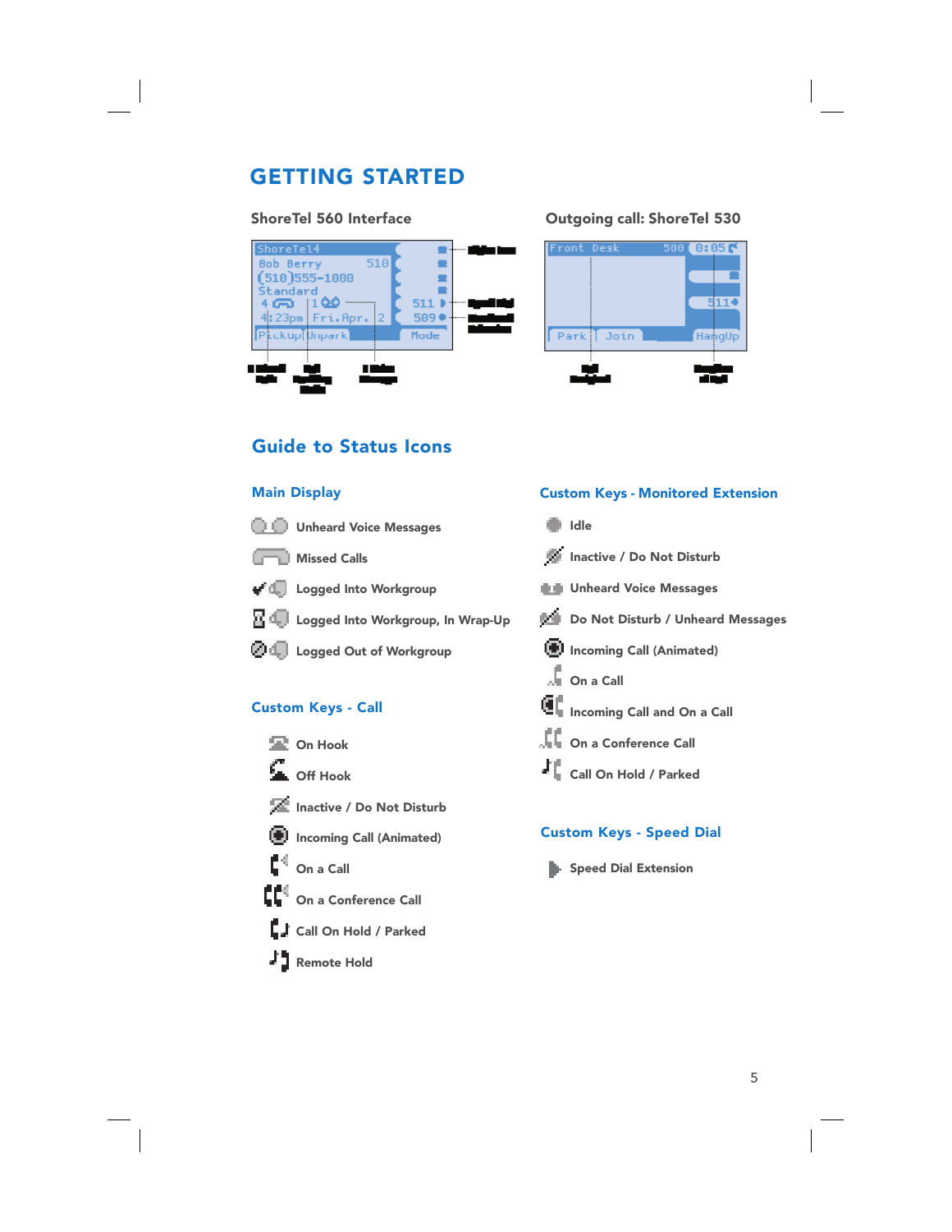# GETTING STARTED

**ShoreTel 560 Interface**

**Outgoing call: ShoreTel 530**

## Guide to Status Icons

### Main Display

- Unheard Voice Messages
- Missed Calls
- Logged Into Workgroup
- Logged Into Workgroup, In Wrap-Up
- Logged Out of Workgroup

### Custom Keys - Call

- On Hook
- Off Hook
- Inactive / Do Not Disturb
- Incoming Call (Animated)
- On a Call
- On a Conference Call
- Call On Hold / Parked
- Remote Hold

### Custom Keys - Monitored Extension

- Idle
- Inactive / Do Not Disturb
- Unheard Voice Messages
- Do Not Disturb / Unheard Messages
- Incoming Call (Animated)
- On a Call
- Incoming Call and On a Call
- On a Conference Call
- Call On Hold / Parked

### Custom Keys - Speed Dial

- Speed Dial Extension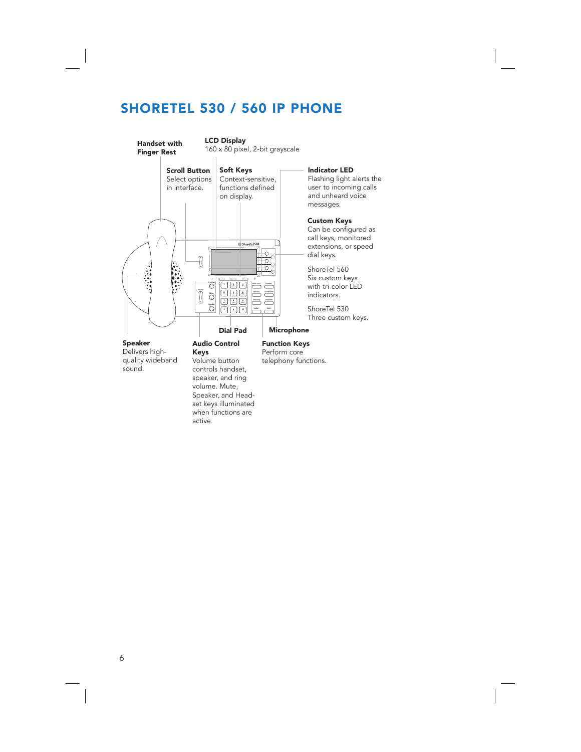# SHORETEL 530 / 560 IP PHONE

**Handset with Finger Rest**

**LCD Display**
160 x 80 pixel, 2-bit grayscale

**Scroll Button**
Select options in interface.

**Soft Keys**
Context-sensitive, functions defined on display.

**Indicator LED**
Flashing light alerts the user to incoming calls and unheard voice messages.

**Custom Keys**
Can be configured as call keys, monitored extensions, or speed dial keys.

ShoreTel 560
Six custom keys with tri-color LED indicators.

ShoreTel 530
Three custom keys.

**Dial Pad**

**Microphone**

**Speaker**
Delivers high-quality wideband sound.

**Audio Control Keys**
Volume button controls handset, speaker, and ring volume. Mute, Speaker, and Headset keys illuminated when functions are active.

**Function Keys**
Perform core telephony functions.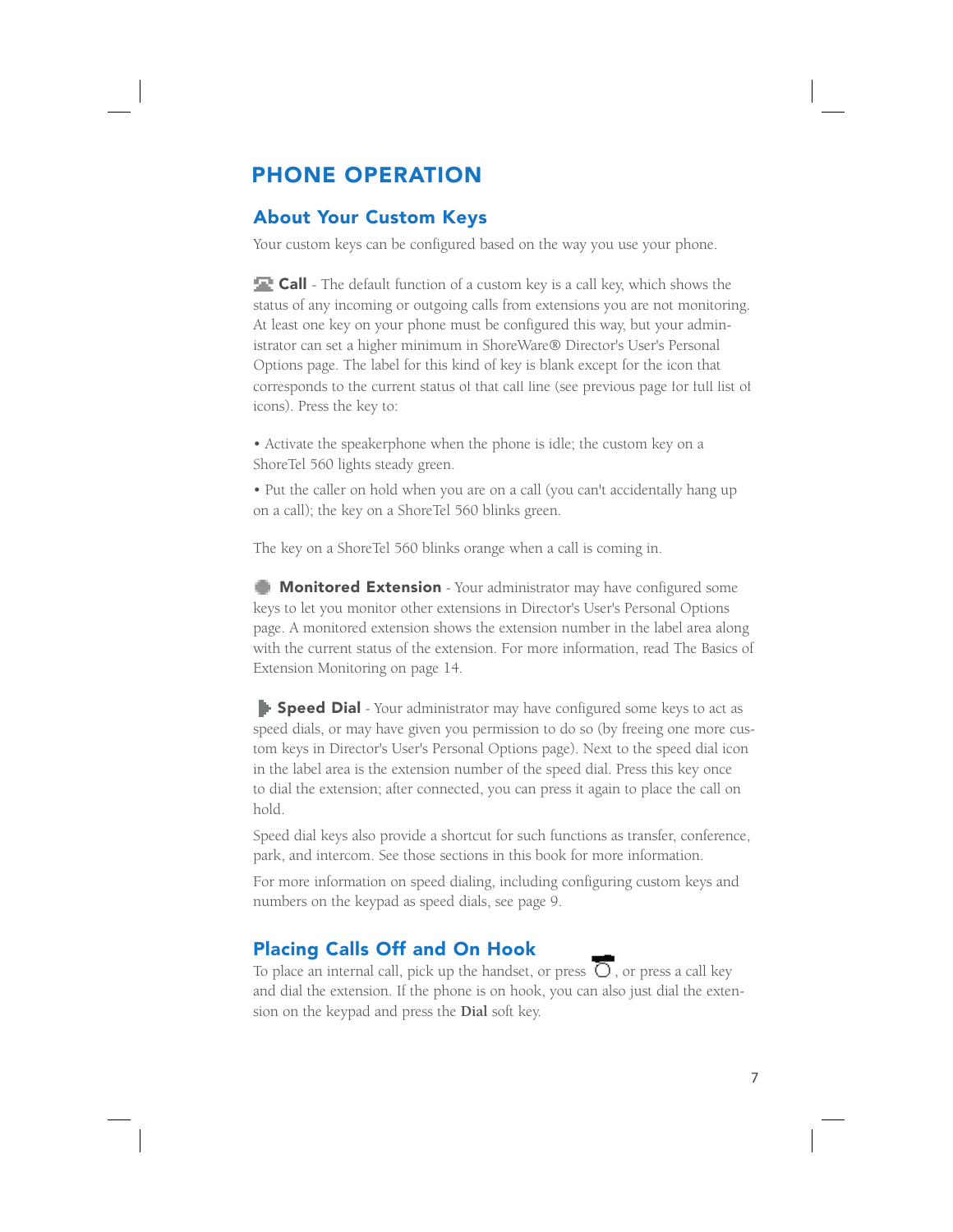# PHONE OPERATION

## About Your Custom Keys

Your custom keys can be configured based on the way you use your phone.

**Call** - The default function of a custom key is a call key, which shows the status of any incoming or outgoing calls from extensions you are not monitoring. At least one key on your phone must be configured this way, but your administrator can set a higher minimum in ShoreWare® Director's User's Personal Options page. The label for this kind of key is blank except for the icon that corresponds to the current status of that call line (see previous page for full list of icons). Press the key to:

- Activate the speakerphone when the phone is idle; the custom key on a ShoreTel 560 lights steady green.
- Put the caller on hold when you are on a call (you can't accidentally hang up on a call); the key on a ShoreTel 560 blinks green.

The key on a ShoreTel 560 blinks orange when a call is coming in.

**Monitored Extension** - Your administrator may have configured some keys to let you monitor other extensions in Director's User's Personal Options page. A monitored extension shows the extension number in the label area along with the current status of the extension. For more information, read The Basics of Extension Monitoring on page 14.

**Speed Dial** - Your administrator may have configured some keys to act as speed dials, or may have given you permission to do so (by freeing one more custom keys in Director's User's Personal Options page). Next to the speed dial icon in the label area is the extension number of the speed dial. Press this key once to dial the extension; after connected, you can press it again to place the call on hold.

Speed dial keys also provide a shortcut for such functions as transfer, conference, park, and intercom. See those sections in this book for more information.

For more information on speed dialing, including configuring custom keys and numbers on the keypad as speed dials, see page 9.

## Placing Calls Off and On Hook

To place an internal call, pick up the handset, or press the speaker button, or press a call key and dial the extension. If the phone is on hook, you can also just dial the extension on the keypad and press the **Dial** soft key.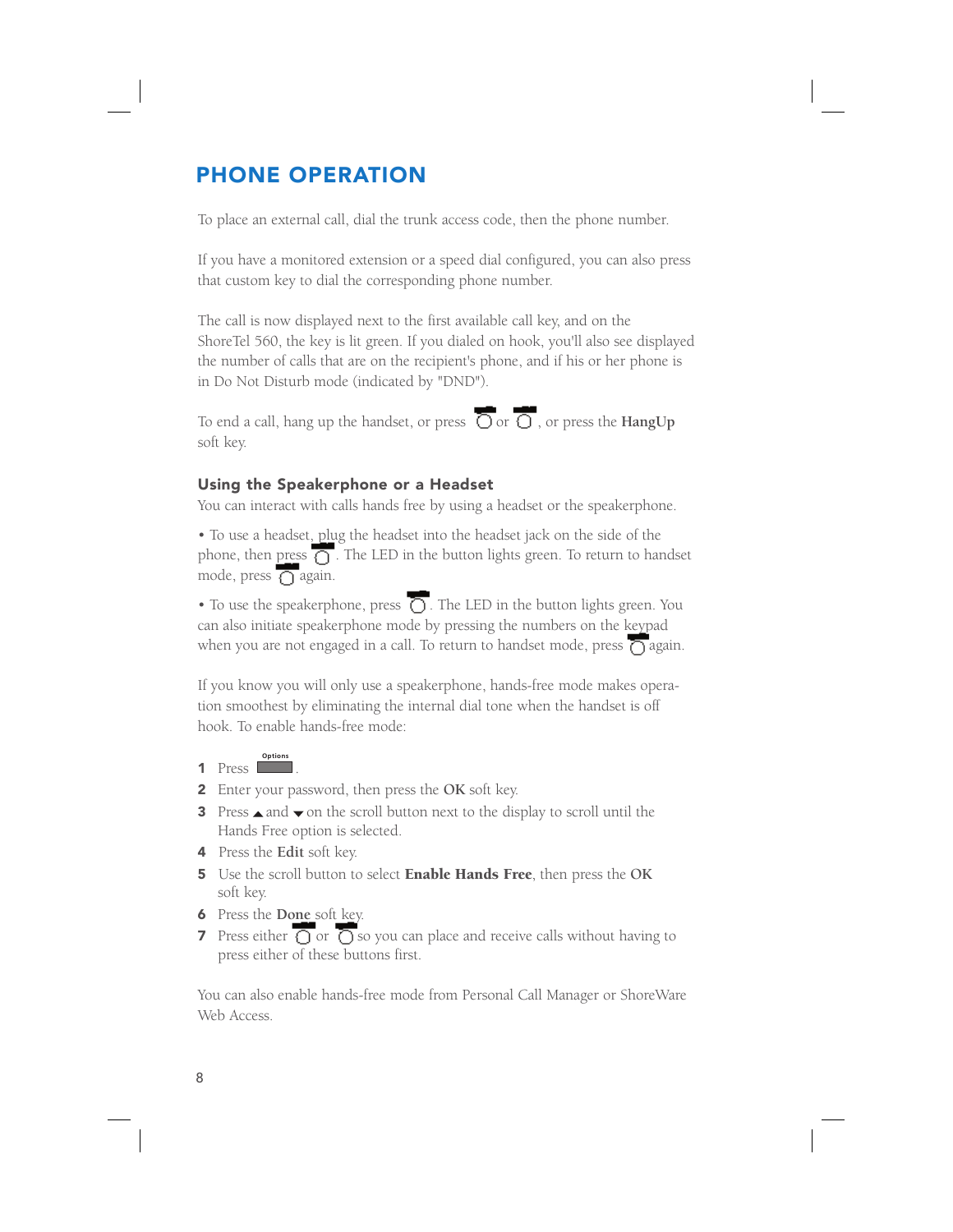# PHONE OPERATION

To place an external call, dial the trunk access code, then the phone number.

If you have a monitored extension or a speed dial configured, you can also press that custom key to dial the corresponding phone number.

The call is now displayed next to the first available call key, and on the ShoreTel 560, the key is lit green. If you dialed on hook, you'll also see displayed the number of calls that are on the recipient's phone, and if his or her phone is in Do Not Disturb mode (indicated by "DND").

To end a call, hang up the handset, or press or , or press the **HangUp** soft key.

## Using the Speakerphone or a Headset

You can interact with calls hands free by using a headset or the speakerphone.

• To use a headset, plug the headset into the headset jack on the side of the phone, then press . The LED in the button lights green. To return to handset mode, press again.

• To use the speakerphone, press . The LED in the button lights green. You can also initiate speakerphone mode by pressing the numbers on the keypad when you are not engaged in a call. To return to handset mode, press again.

If you know you will only use a speakerphone, hands-free mode makes operation smoothest by eliminating the internal dial tone when the handset is off hook. To enable hands-free mode:

1. Press Options.
2. Enter your password, then press the **OK** soft key.
3. Press ▲ and ▼ on the scroll button next to the display to scroll until the Hands Free option is selected.
4. Press the **Edit** soft key.
5. Use the scroll button to select **Enable Hands Free**, then press the **OK** soft key.
6. Press the **Done** soft key.
7. Press either or so you can place and receive calls without having to press either of these buttons first.

You can also enable hands-free mode from Personal Call Manager or ShoreWare Web Access.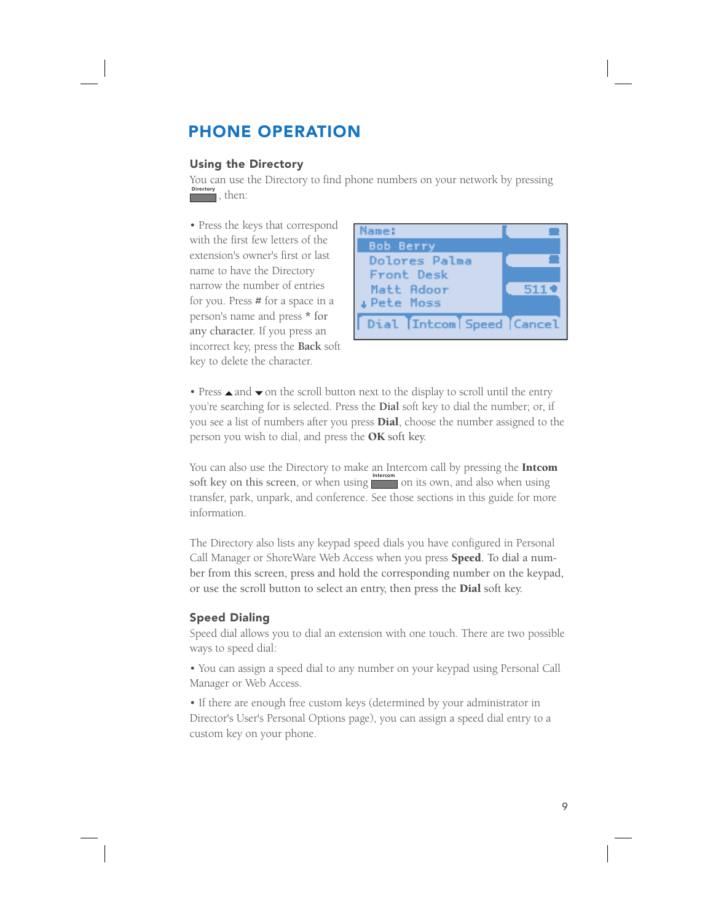# PHONE OPERATION

## Using the Directory

You can use the Directory to find phone numbers on your network by pressing Directory, then:

- Press the keys that correspond with the first few letters of the extension's owner's first or last name to have the Directory narrow the number of entries for you. Press # for a space in a person's name and press * for any character. If you press an incorrect key, press the **Back** soft key to delete the character.

Name:
Bob Berry
Dolores Palma
Front Desk
Matt Adoor
Pete Moss
511
Dial Intcom Speed Cancel

- Press ▲ and ▼ on the scroll button next to the display to scroll until the entry you're searching for is selected. Press the **Dial** soft key to dial the number; or, if you see a list of numbers after you press **Dial**, choose the number assigned to the person you wish to dial, and press the **OK** soft key.

You can also use the Directory to make an Intercom call by pressing the **Intcom** soft key on this screen, or when using Intercom on its own, and also when using transfer, park, unpark, and conference. See those sections in this guide for more information.

The Directory also lists any keypad speed dials you have configured in Personal Call Manager or ShoreWare Web Access when you press **Speed**. To dial a number from this screen, press and hold the corresponding number on the keypad, or use the scroll button to select an entry, then press the **Dial** soft key.

## Speed Dialing

Speed dial allows you to dial an extension with one touch. There are two possible ways to speed dial:

- You can assign a speed dial to any number on your keypad using Personal Call Manager or Web Access.
- If there are enough free custom keys (determined by your administrator in Director's User's Personal Options page), you can assign a speed dial entry to a custom key on your phone.